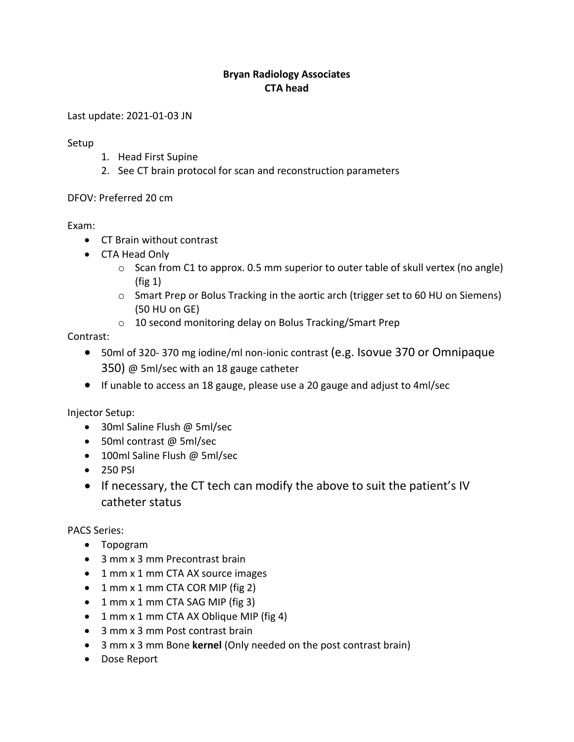# Bryan Radiology Associates
# CTA head

Last update: 2021-01-03 JN

Setup

1. Head First Supine
2. See CT brain protocol for scan and reconstruction parameters

DFOV: Preferred 20 cm

Exam:

- CT Brain without contrast
- CTA Head Only
  - Scan from C1 to approx. 0.5 mm superior to outer table of skull vertex (no angle) (fig 1)
  - Smart Prep or Bolus Tracking in the aortic arch (trigger set to 60 HU on Siemens) (50 HU on GE)
  - 10 second monitoring delay on Bolus Tracking/Smart Prep

Contrast:

- 50ml of 320- 370 mg iodine/ml non-ionic contrast (e.g. Isovue 370 or Omnipaque 350) @ 5ml/sec with an 18 gauge catheter
- If unable to access an 18 gauge, please use a 20 gauge and adjust to 4ml/sec

Injector Setup:

- 30ml Saline Flush @ 5ml/sec
- 50ml contrast @ 5ml/sec
- 100ml Saline Flush @ 5ml/sec
- 250 PSI
- If necessary, the CT tech can modify the above to suit the patient's IV catheter status

PACS Series:

- Topogram
- 3 mm x 3 mm Precontrast brain
- 1 mm x 1 mm CTA AX source images
- 1 mm x 1 mm CTA COR MIP (fig 2)
- 1 mm x 1 mm CTA SAG MIP (fig 3)
- 1 mm x 1 mm CTA AX Oblique MIP (fig 4)
- 3 mm x 3 mm Post contrast brain
- 3 mm x 3 mm Bone **kernel** (Only needed on the post contrast brain)
- Dose Report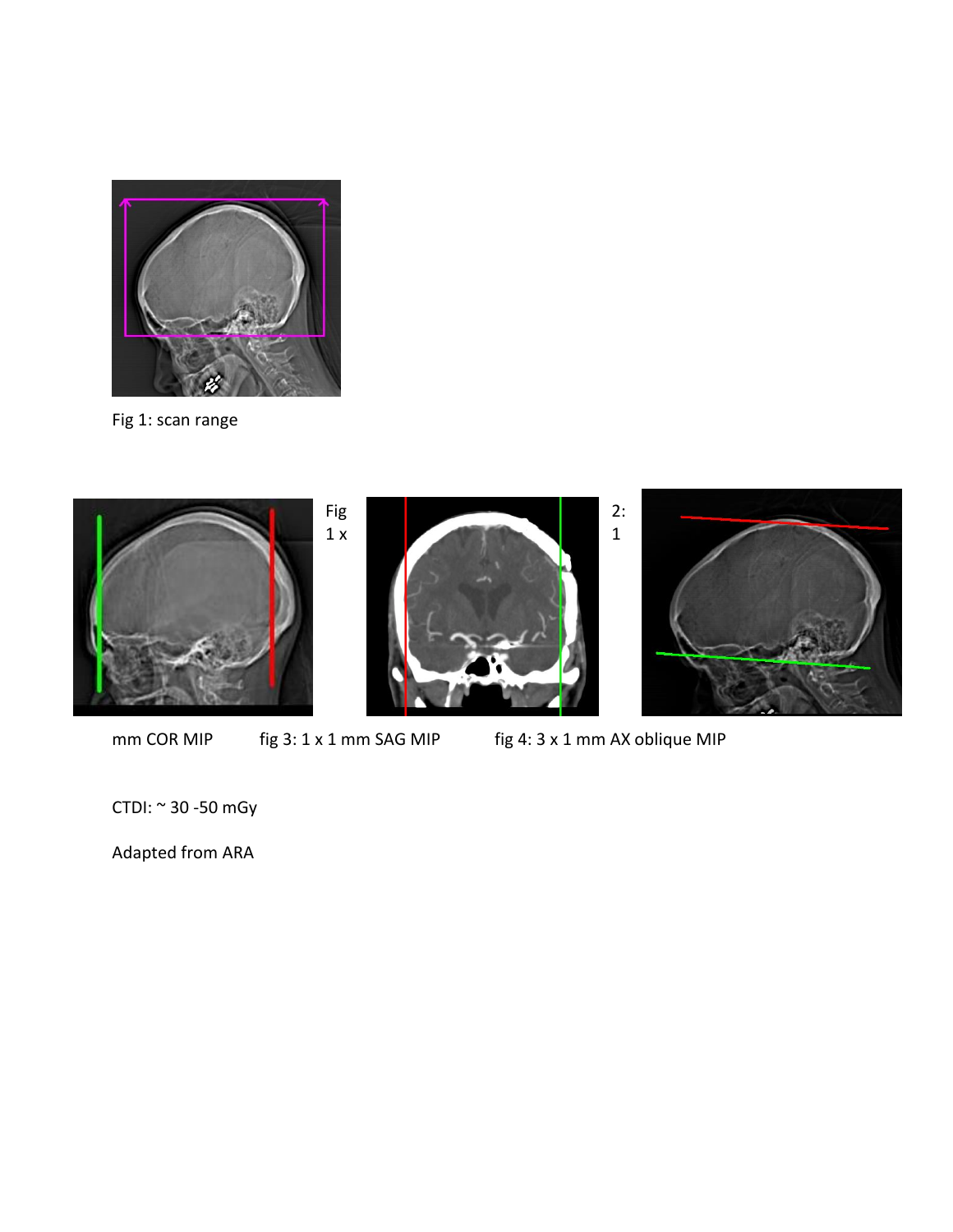Fig 1: scan range

Fig 2: 1 x 1 mm COR MIP

fig 3: 1 x 1 mm SAG MIP

fig 4: 3 x 1 mm AX oblique MIP

CTDI: ~ 30 -50 mGy

Adapted from ARA